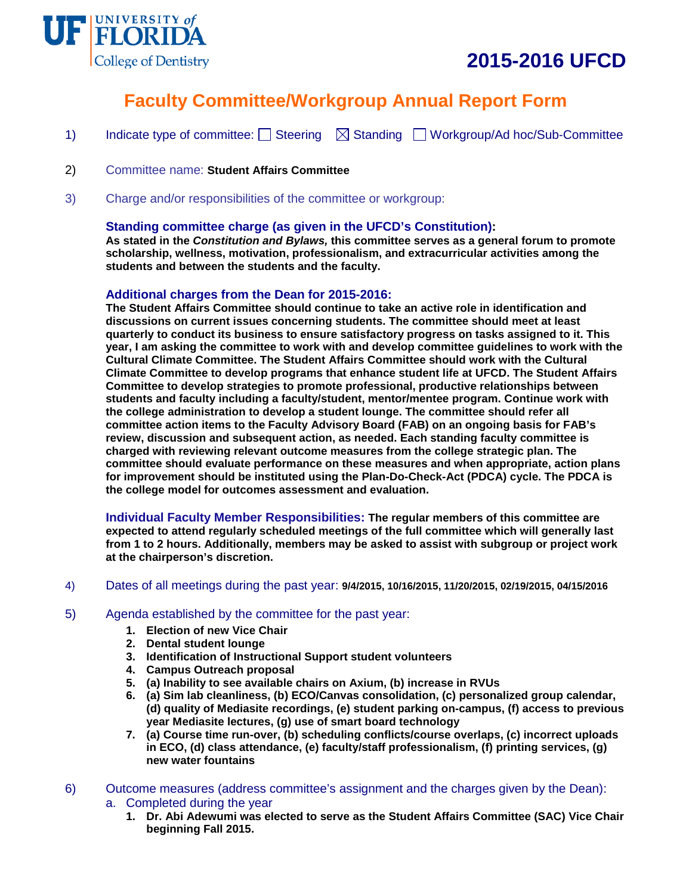UF UNIVERSITY of FLORIDA College of Dentistry

# 2015-2016 UFCD

## Faculty Committee/Workgroup Annual Report Form

1) Indicate type of committee: ☐ Steering ☒ Standing ☐ Workgroup/Ad hoc/Sub-Committee

2) Committee name: **Student Affairs Committee**

3) Charge and/or responsibilities of the committee or workgroup:

**Standing committee charge (as given in the UFCD's Constitution):**
**As stated in the *Constitution and Bylaws,* this committee serves as a general forum to promote scholarship, wellness, motivation, professionalism, and extracurricular activities among the students and between the students and the faculty.**

**Additional charges from the Dean for 2015-2016:**
**The Student Affairs Committee should continue to take an active role in identification and discussions on current issues concerning students. The committee should meet at least quarterly to conduct its business to ensure satisfactory progress on tasks assigned to it. This year, I am asking the committee to work with and develop committee guidelines to work with the Cultural Climate Committee. The Student Affairs Committee should work with the Cultural Climate Committee to develop programs that enhance student life at UFCD. The Student Affairs Committee to develop strategies to promote professional, productive relationships between students and faculty including a faculty/student, mentor/mentee program. Continue work with the college administration to develop a student lounge. The committee should refer all committee action items to the Faculty Advisory Board (FAB) on an ongoing basis for FAB's review, discussion and subsequent action, as needed. Each standing faculty committee is charged with reviewing relevant outcome measures from the college strategic plan. The committee should evaluate performance on these measures and when appropriate, action plans for improvement should be instituted using the Plan-Do-Check-Act (PDCA) cycle. The PDCA is the college model for outcomes assessment and evaluation.**

**Individual Faculty Member Responsibilities:** **The regular members of this committee are expected to attend regularly scheduled meetings of the full committee which will generally last from 1 to 2 hours. Additionally, members may be asked to assist with subgroup or project work at the chairperson's discretion.**

4) Dates of all meetings during the past year: **9/4/2015, 10/16/2015, 11/20/2015, 02/19/2015, 04/15/2016**

5) Agenda established by the committee for the past year:

1. **Election of new Vice Chair**
2. **Dental student lounge**
3. **Identification of Instructional Support student volunteers**
4. **Campus Outreach proposal**
5. **(a) Inability to see available chairs on Axium, (b) increase in RVUs**
6. **(a) Sim lab cleanliness, (b) ECO/Canvas consolidation, (c) personalized group calendar, (d) quality of Mediasite recordings, (e) student parking on-campus, (f) access to previous year Mediasite lectures, (g) use of smart board technology**
7. **(a) Course time run-over, (b) scheduling conflicts/course overlaps, (c) incorrect uploads in ECO, (d) class attendance, (e) faculty/staff professionalism, (f) printing services, (g) new water fountains**

6) Outcome measures (address committee's assignment and the charges given by the Dean):

a. Completed during the year

1. **Dr. Abi Adewumi was elected to serve as the Student Affairs Committee (SAC) Vice Chair beginning Fall 2015.**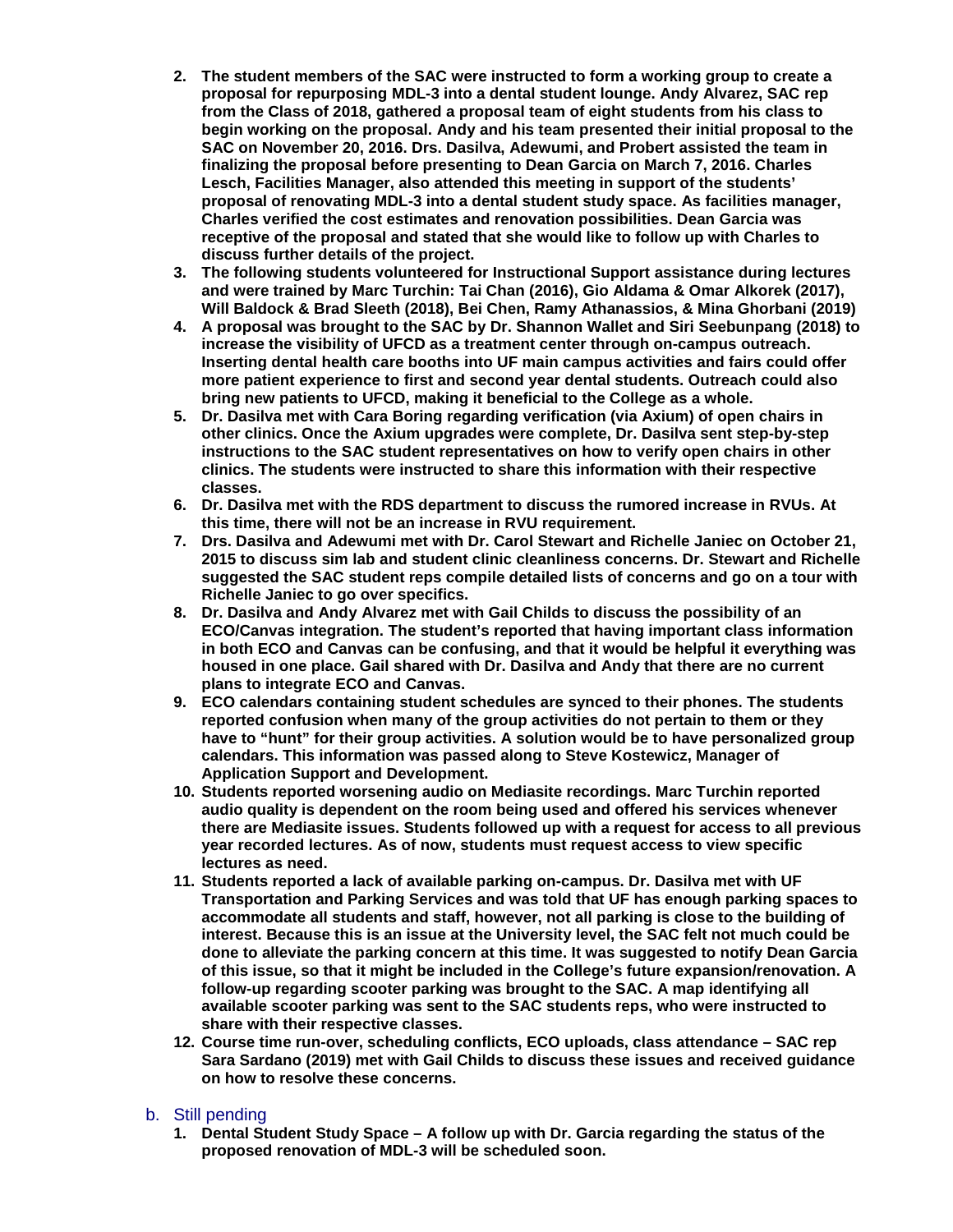2. **The student members of the SAC were instructed to form a working group to create a proposal for repurposing MDL-3 into a dental student lounge. Andy Alvarez, SAC rep from the Class of 2018, gathered a proposal team of eight students from his class to begin working on the proposal. Andy and his team presented their initial proposal to the SAC on November 20, 2016. Drs. Dasilva, Adewumi, and Probert assisted the team in finalizing the proposal before presenting to Dean Garcia on March 7, 2016. Charles Lesch, Facilities Manager, also attended this meeting in support of the students' proposal of renovating MDL-3 into a dental student study space. As facilities manager, Charles verified the cost estimates and renovation possibilities. Dean Garcia was receptive of the proposal and stated that she would like to follow up with Charles to discuss further details of the project.**
3. **The following students volunteered for Instructional Support assistance during lectures and were trained by Marc Turchin: Tai Chan (2016), Gio Aldama & Omar Alkorek (2017), Will Baldock & Brad Sleeth (2018), Bei Chen, Ramy Athanassios, & Mina Ghorbani (2019)**
4. **A proposal was brought to the SAC by Dr. Shannon Wallet and Siri Seebunpang (2018) to increase the visibility of UFCD as a treatment center through on-campus outreach. Inserting dental health care booths into UF main campus activities and fairs could offer more patient experience to first and second year dental students. Outreach could also bring new patients to UFCD, making it beneficial to the College as a whole.**
5. **Dr. Dasilva met with Cara Boring regarding verification (via Axium) of open chairs in other clinics. Once the Axium upgrades were complete, Dr. Dasilva sent step-by-step instructions to the SAC student representatives on how to verify open chairs in other clinics. The students were instructed to share this information with their respective classes.**
6. **Dr. Dasilva met with the RDS department to discuss the rumored increase in RVUs. At this time, there will not be an increase in RVU requirement.**
7. **Drs. Dasilva and Adewumi met with Dr. Carol Stewart and Richelle Janiec on October 21, 2015 to discuss sim lab and student clinic cleanliness concerns. Dr. Stewart and Richelle suggested the SAC student reps compile detailed lists of concerns and go on a tour with Richelle Janiec to go over specifics.**
8. **Dr. Dasilva and Andy Alvarez met with Gail Childs to discuss the possibility of an ECO/Canvas integration. The student's reported that having important class information in both ECO and Canvas can be confusing, and that it would be helpful it everything was housed in one place. Gail shared with Dr. Dasilva and Andy that there are no current plans to integrate ECO and Canvas.**
9. **ECO calendars containing student schedules are synced to their phones. The students reported confusion when many of the group activities do not pertain to them or they have to "hunt" for their group activities. A solution would be to have personalized group calendars. This information was passed along to Steve Kostewicz, Manager of Application Support and Development.**
10. **Students reported worsening audio on Mediasite recordings. Marc Turchin reported audio quality is dependent on the room being used and offered his services whenever there are Mediasite issues. Students followed up with a request for access to all previous year recorded lectures. As of now, students must request access to view specific lectures as need.**
11. **Students reported a lack of available parking on-campus. Dr. Dasilva met with UF Transportation and Parking Services and was told that UF has enough parking spaces to accommodate all students and staff, however, not all parking is close to the building of interest. Because this is an issue at the University level, the SAC felt not much could be done to alleviate the parking concern at this time. It was suggested to notify Dean Garcia of this issue, so that it might be included in the College's future expansion/renovation. A follow-up regarding scooter parking was brought to the SAC. A map identifying all available scooter parking was sent to the SAC students reps, who were instructed to share with their respective classes.**
12. **Course time run-over, scheduling conflicts, ECO uploads, class attendance – SAC rep Sara Sardano (2019) met with Gail Childs to discuss these issues and received guidance on how to resolve these concerns.**

b. Still pending

1. **Dental Student Study Space – A follow up with Dr. Garcia regarding the status of the proposed renovation of MDL-3 will be scheduled soon.**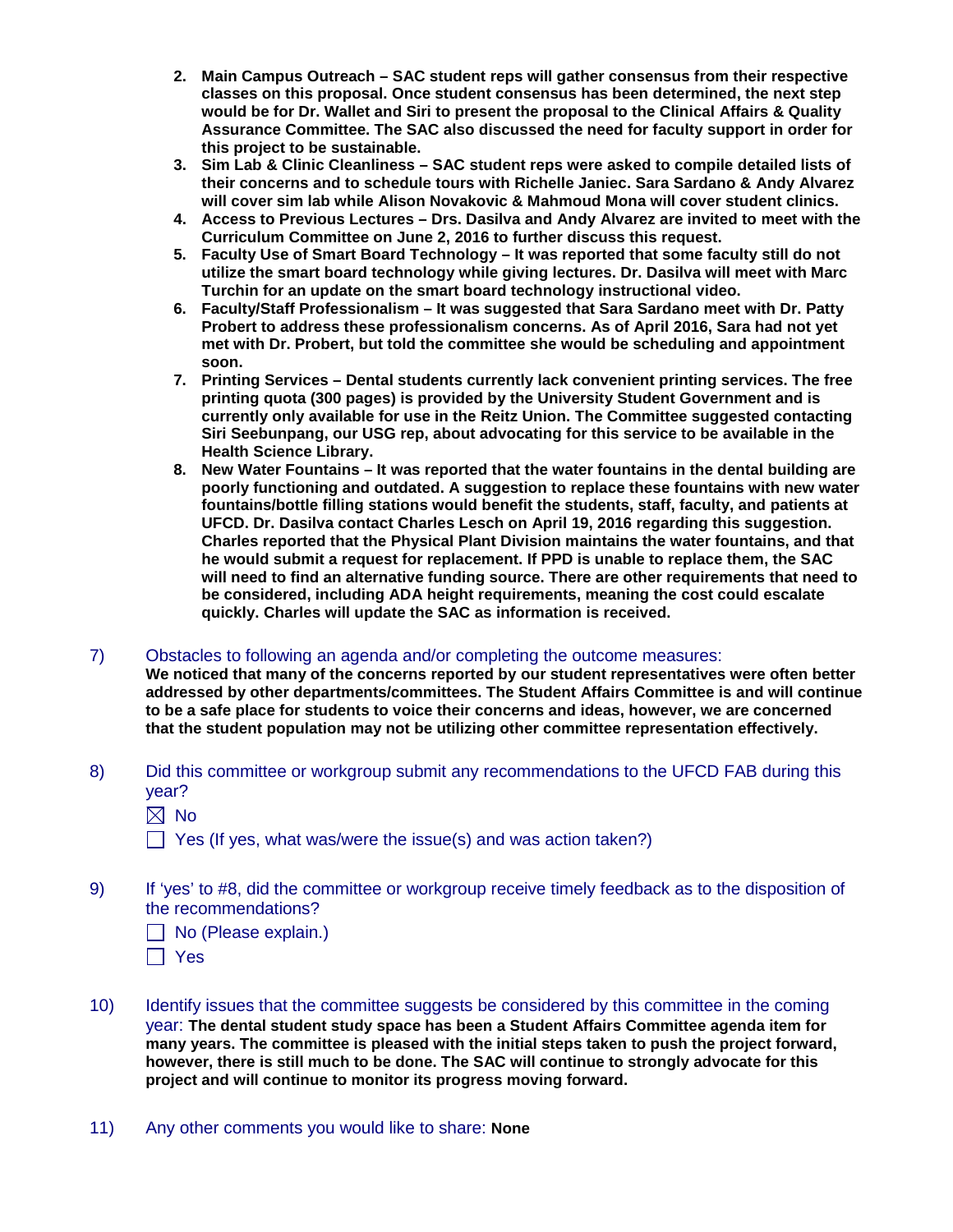2. **Main Campus Outreach – SAC student reps will gather consensus from their respective classes on this proposal. Once student consensus has been determined, the next step would be for Dr. Wallet and Siri to present the proposal to the Clinical Affairs & Quality Assurance Committee. The SAC also discussed the need for faculty support in order for this project to be sustainable.**
3. **Sim Lab & Clinic Cleanliness – SAC student reps were asked to compile detailed lists of their concerns and to schedule tours with Richelle Janiec. Sara Sardano & Andy Alvarez will cover sim lab while Alison Novakovic & Mahmoud Mona will cover student clinics.**
4. **Access to Previous Lectures – Drs. Dasilva and Andy Alvarez are invited to meet with the Curriculum Committee on June 2, 2016 to further discuss this request.**
5. **Faculty Use of Smart Board Technology – It was reported that some faculty still do not utilize the smart board technology while giving lectures. Dr. Dasilva will meet with Marc Turchin for an update on the smart board technology instructional video.**
6. **Faculty/Staff Professionalism – It was suggested that Sara Sardano meet with Dr. Patty Probert to address these professionalism concerns. As of April 2016, Sara had not yet met with Dr. Probert, but told the committee she would be scheduling and appointment soon.**
7. **Printing Services – Dental students currently lack convenient printing services. The free printing quota (300 pages) is provided by the University Student Government and is currently only available for use in the Reitz Union. The Committee suggested contacting Siri Seebunpang, our USG rep, about advocating for this service to be available in the Health Science Library.**
8. **New Water Fountains – It was reported that the water fountains in the dental building are poorly functioning and outdated. A suggestion to replace these fountains with new water fountains/bottle filling stations would benefit the students, staff, faculty, and patients at UFCD. Dr. Dasilva contact Charles Lesch on April 19, 2016 regarding this suggestion. Charles reported that the Physical Plant Division maintains the water fountains, and that he would submit a request for replacement. If PPD is unable to replace them, the SAC will need to find an alternative funding source. There are other requirements that need to be considered, including ADA height requirements, meaning the cost could escalate quickly. Charles will update the SAC as information is received.**

7) Obstacles to following an agenda and/or completing the outcome measures:
**We noticed that many of the concerns reported by our student representatives were often better addressed by other departments/committees. The Student Affairs Committee is and will continue to be a safe place for students to voice their concerns and ideas, however, we are concerned that the student population may not be utilizing other committee representation effectively.**

8) Did this committee or workgroup submit any recommendations to the UFCD FAB during this year?

☒ No

☐ Yes (If yes, what was/were the issue(s) and was action taken?)

9) If 'yes' to #8, did the committee or workgroup receive timely feedback as to the disposition of the recommendations?

☐ No (Please explain.)

☐ Yes

10) Identify issues that the committee suggests be considered by this committee in the coming year: **The dental student study space has been a Student Affairs Committee agenda item for many years. The committee is pleased with the initial steps taken to push the project forward, however, there is still much to be done. The SAC will continue to strongly advocate for this project and will continue to monitor its progress moving forward.**

11) Any other comments you would like to share: **None**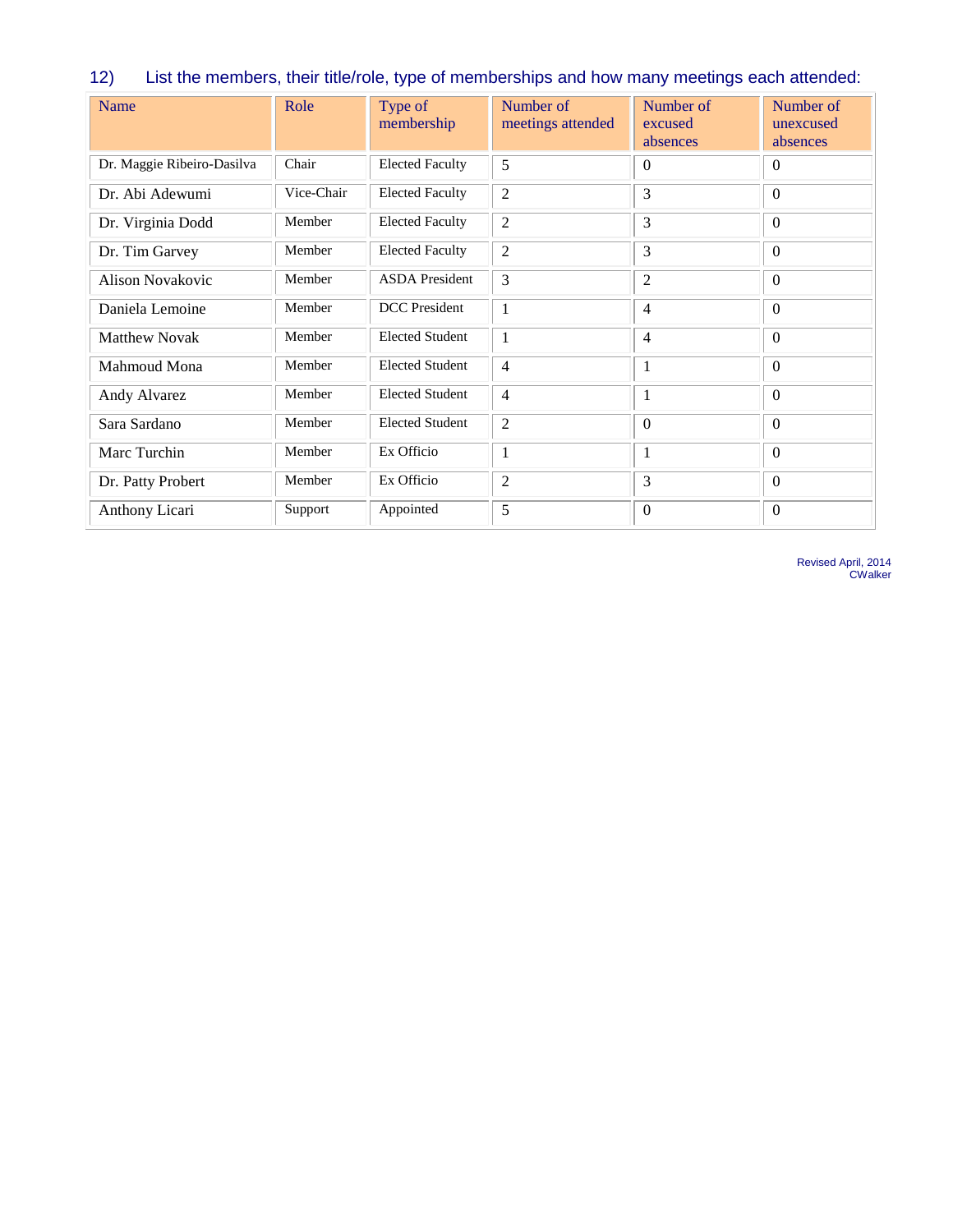12) List the members, their title/role, type of memberships and how many meetings each attended:

| Name | Role | Type of membership | Number of meetings attended | Number of excused absences | Number of unexcused absences |
|---|---|---|---|---|---|
| Dr. Maggie Ribeiro-Dasilva | Chair | Elected Faculty | 5 | 0 | 0 |
| Dr. Abi Adewumi | Vice-Chair | Elected Faculty | 2 | 3 | 0 |
| Dr. Virginia Dodd | Member | Elected Faculty | 2 | 3 | 0 |
| Dr. Tim Garvey | Member | Elected Faculty | 2 | 3 | 0 |
| Alison Novakovic | Member | ASDA President | 3 | 2 | 0 |
| Daniela Lemoine | Member | DCC President | 1 | 4 | 0 |
| Matthew Novak | Member | Elected Student | 1 | 4 | 0 |
| Mahmoud Mona | Member | Elected Student | 4 | 1 | 0 |
| Andy Alvarez | Member | Elected Student | 4 | 1 | 0 |
| Sara Sardano | Member | Elected Student | 2 | 0 | 0 |
| Marc Turchin | Member | Ex Officio | 1 | 1 | 0 |
| Dr. Patty Probert | Member | Ex Officio | 2 | 3 | 0 |
| Anthony Licari | Support | Appointed | 5 | 0 | 0 |

Revised April, 2014
CWalker